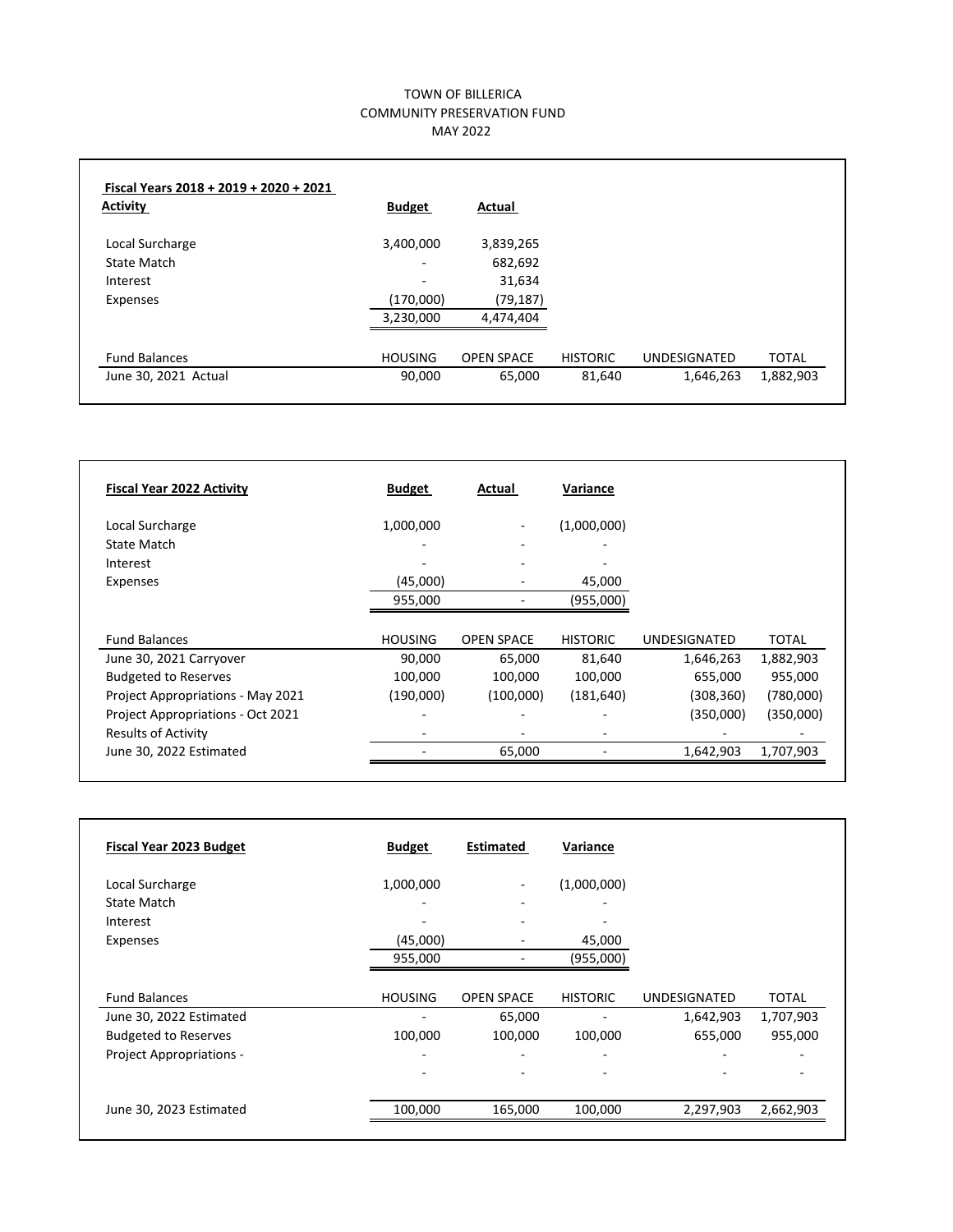TOWN OF BILLERICA
COMMUNITY PRESERVATION FUND
MAY 2022

| **Fiscal Years 2018 + 2019 + 2020 + 2021 Activity** | **Budget** | **Actual** | | | |
|---|---|---|---|---|---|
| Local Surcharge | 3,400,000 | 3,839,265 | | | |
| State Match | - | 682,692 | | | |
| Interest | - | 31,634 | | | |
| Expenses | (170,000) | (79,187) | | | |
| | 3,230,000 | 4,474,404 | | | |
| | | | | | |
| Fund Balances | HOUSING | OPEN SPACE | HISTORIC | UNDESIGNATED | TOTAL |
| June 30, 2021 Actual | 90,000 | 65,000 | 81,640 | 1,646,263 | 1,882,903 |

| **Fiscal Year 2022 Activity** | **Budget** | **Actual** | **Variance** | | |
|---|---|---|---|---|---|
| Local Surcharge | 1,000,000 | - | (1,000,000) | | |
| State Match | - | - | - | | |
| Interest | - | - | - | | |
| Expenses | (45,000) | - | 45,000 | | |
| | 955,000 | - | (955,000) | | |
| | | | | | |
| Fund Balances | HOUSING | OPEN SPACE | HISTORIC | UNDESIGNATED | TOTAL |
| June 30, 2021 Carryover | 90,000 | 65,000 | 81,640 | 1,646,263 | 1,882,903 |
| Budgeted to Reserves | 100,000 | 100,000 | 100,000 | 655,000 | 955,000 |
| Project Appropriations - May 2021 | (190,000) | (100,000) | (181,640) | (308,360) | (780,000) |
| Project Appropriations - Oct 2021 | - | - | - | (350,000) | (350,000) |
| Results of Activity | - | - | - | - | - |
| June 30, 2022 Estimated | - | 65,000 | - | 1,642,903 | 1,707,903 |

| **Fiscal Year 2023 Budget** | **Budget** | **Estimated** | **Variance** | | |
|---|---|---|---|---|---|
| Local Surcharge | 1,000,000 | - | (1,000,000) | | |
| State Match | - | - | - | | |
| Interest | - | - | - | | |
| Expenses | (45,000) | - | 45,000 | | |
| | 955,000 | - | (955,000) | | |
| | | | | | |
| Fund Balances | HOUSING | OPEN SPACE | HISTORIC | UNDESIGNATED | TOTAL |
| June 30, 2022 Estimated | - | 65,000 | - | 1,642,903 | 1,707,903 |
| Budgeted to Reserves | 100,000 | 100,000 | 100,000 | 655,000 | 955,000 |
| Project Appropriations - | - | - | - | - | - |
| | - | - | - | - | - |
| June 30, 2023 Estimated | 100,000 | 165,000 | 100,000 | 2,297,903 | 2,662,903 |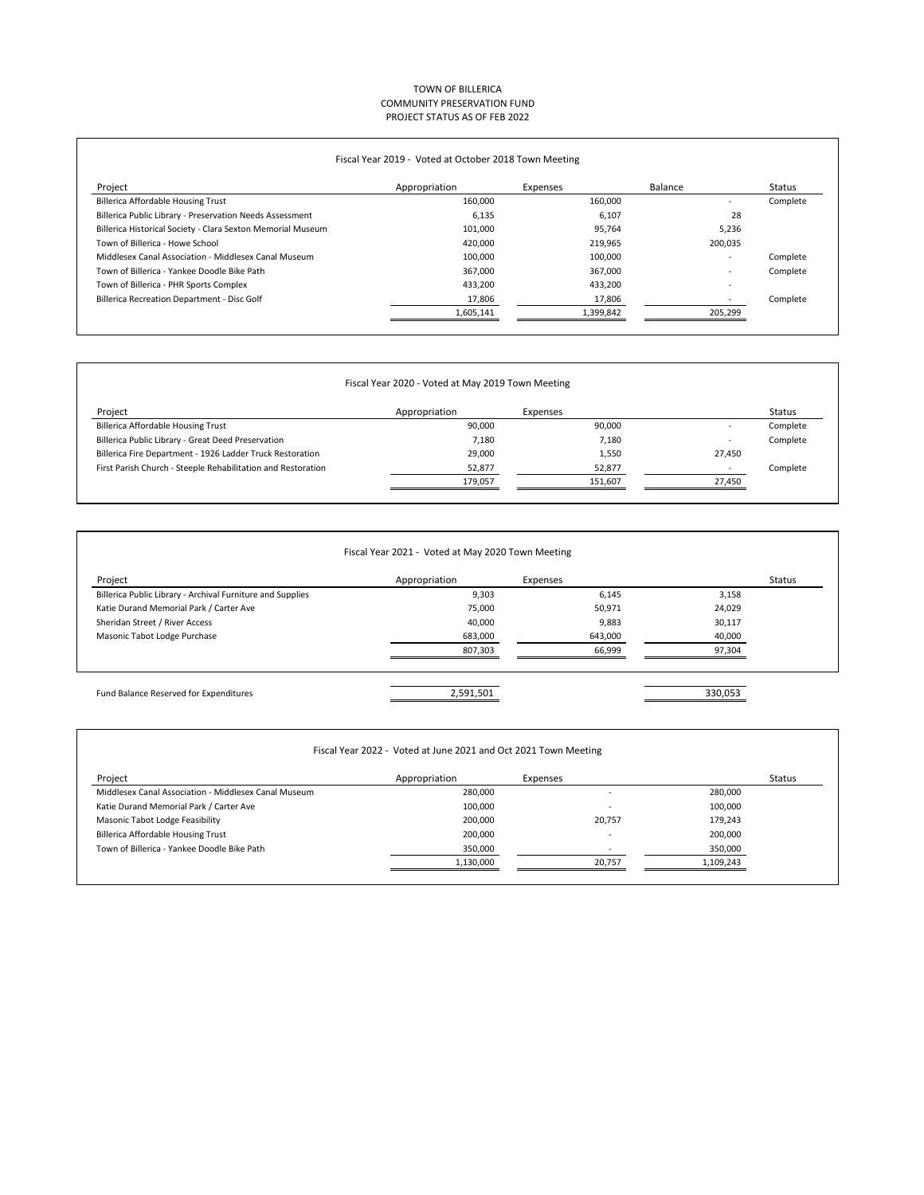TOWN OF BILLERICA
COMMUNITY PRESERVATION FUND
PROJECT STATUS AS OF FEB 2022

Fiscal Year 2019 - Voted at October 2018 Town Meeting

| Project | Appropriation | Expenses | Balance | Status |
|---|---|---|---|---|
| Billerica Affordable Housing Trust | 160,000 | 160,000 | - | Complete |
| Billerica Public Library - Preservation Needs Assessment | 6,135 | 6,107 | 28 | |
| Billerica Historical Society - Clara Sexton Memorial Museum | 101,000 | 95,764 | 5,236 | |
| Town of Billerica - Howe School | 420,000 | 219,965 | 200,035 | |
| Middlesex Canal Association - Middlesex Canal Museum | 100,000 | 100,000 | - | Complete |
| Town of Billerica - Yankee Doodle Bike Path | 367,000 | 367,000 | - | Complete |
| Town of Billerica - PHR Sports Complex | 433,200 | 433,200 | - | |
| Billerica Recreation Department - Disc Golf | 17,806 | 17,806 | - | Complete |
| | 1,605,141 | 1,399,842 | 205,299 | |

Fiscal Year 2020 - Voted at May 2019 Town Meeting

| Project | Appropriation | Expenses | | Status |
|---|---|---|---|---|
| Billerica Affordable Housing Trust | 90,000 | 90,000 | - | Complete |
| Billerica Public Library - Great Deed Preservation | 7,180 | 7,180 | - | Complete |
| Billerica Fire Department - 1926 Ladder Truck Restoration | 29,000 | 1,550 | 27,450 | |
| First Parish Church - Steeple Rehabilitation and Restoration | 52,877 | 52,877 | - | Complete |
| | 179,057 | 151,607 | 27,450 | |

Fiscal Year 2021 - Voted at May 2020 Town Meeting

| Project | Appropriation | Expenses | | Status |
|---|---|---|---|---|
| Billerica Public Library - Archival Furniture and Supplies | 9,303 | 6,145 | 3,158 | |
| Katie Durand Memorial Park / Carter Ave | 75,000 | 50,971 | 24,029 | |
| Sheridan Street / River Access | 40,000 | 9,883 | 30,117 | |
| Masonic Tabot Lodge Purchase | 683,000 | 643,000 | 40,000 | |
| | 807,303 | 66,999 | 97,304 | |

| | | | | |
|---|---|---|---|---|
| Fund Balance Reserved for Expenditures | 2,591,501 | | 330,053 | |

Fiscal Year 2022 - Voted at June 2021 and Oct 2021 Town Meeting

| Project | Appropriation | Expenses | | Status |
|---|---|---|---|---|
| Middlesex Canal Association - Middlesex Canal Museum | 280,000 | - | 280,000 | |
| Katie Durand Memorial Park / Carter Ave | 100,000 | - | 100,000 | |
| Masonic Tabot Lodge Feasibility | 200,000 | 20,757 | 179,243 | |
| Billerica Affordable Housing Trust | 200,000 | - | 200,000 | |
| Town of Billerica - Yankee Doodle Bike Path | 350,000 | - | 350,000 | |
| | 1,130,000 | 20,757 | 1,109,243 | |